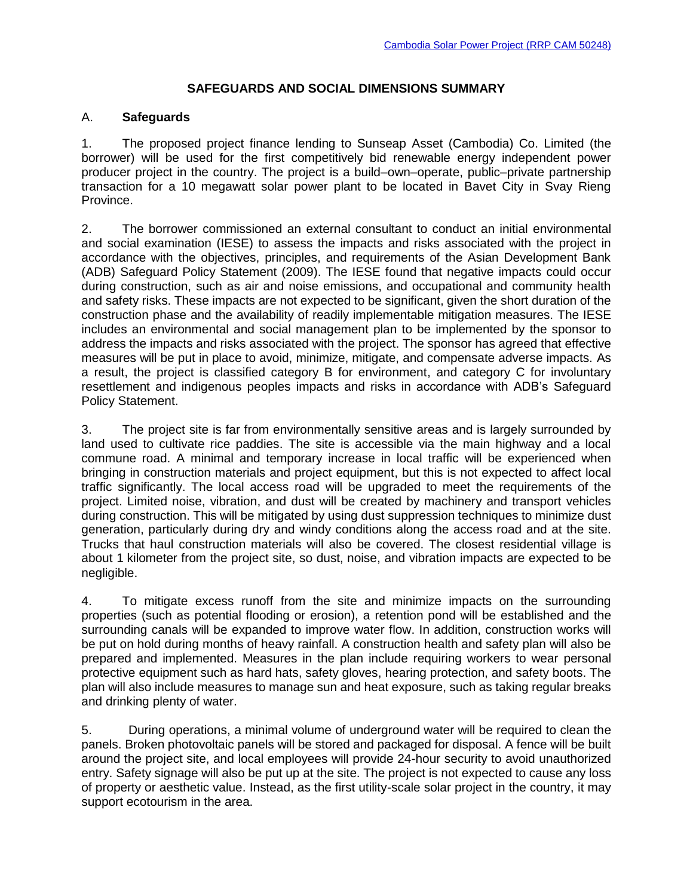# SAFEGUARDS AND SOCIAL DIMENSIONS SUMMARY

## A. Safeguards

1. The proposed project finance lending to Sunseap Asset (Cambodia) Co. Limited (the borrower) will be used for the first competitively bid renewable energy independent power producer project in the country. The project is a build–own–operate, public–private partnership transaction for a 10 megawatt solar power plant to be located in Bavet City in Svay Rieng Province.

2. The borrower commissioned an external consultant to conduct an initial environmental and social examination (IESE) to assess the impacts and risks associated with the project in accordance with the objectives, principles, and requirements of the Asian Development Bank (ADB) Safeguard Policy Statement (2009). The IESE found that negative impacts could occur during construction, such as air and noise emissions, and occupational and community health and safety risks. These impacts are not expected to be significant, given the short duration of the construction phase and the availability of readily implementable mitigation measures. The IESE includes an environmental and social management plan to be implemented by the sponsor to address the impacts and risks associated with the project. The sponsor has agreed that effective measures will be put in place to avoid, minimize, mitigate, and compensate adverse impacts. As a result, the project is classified category B for environment, and category C for involuntary resettlement and indigenous peoples impacts and risks in accordance with ADB's Safeguard Policy Statement.

3. The project site is far from environmentally sensitive areas and is largely surrounded by land used to cultivate rice paddies. The site is accessible via the main highway and a local commune road. A minimal and temporary increase in local traffic will be experienced when bringing in construction materials and project equipment, but this is not expected to affect local traffic significantly. The local access road will be upgraded to meet the requirements of the project. Limited noise, vibration, and dust will be created by machinery and transport vehicles during construction. This will be mitigated by using dust suppression techniques to minimize dust generation, particularly during dry and windy conditions along the access road and at the site. Trucks that haul construction materials will also be covered. The closest residential village is about 1 kilometer from the project site, so dust, noise, and vibration impacts are expected to be negligible.

4. To mitigate excess runoff from the site and minimize impacts on the surrounding properties (such as potential flooding or erosion), a retention pond will be established and the surrounding canals will be expanded to improve water flow. In addition, construction works will be put on hold during months of heavy rainfall. A construction health and safety plan will also be prepared and implemented. Measures in the plan include requiring workers to wear personal protective equipment such as hard hats, safety gloves, hearing protection, and safety boots. The plan will also include measures to manage sun and heat exposure, such as taking regular breaks and drinking plenty of water.

5. During operations, a minimal volume of underground water will be required to clean the panels. Broken photovoltaic panels will be stored and packaged for disposal. A fence will be built around the project site, and local employees will provide 24-hour security to avoid unauthorized entry. Safety signage will also be put up at the site. The project is not expected to cause any loss of property or aesthetic value. Instead, as the first utility-scale solar project in the country, it may support ecotourism in the area.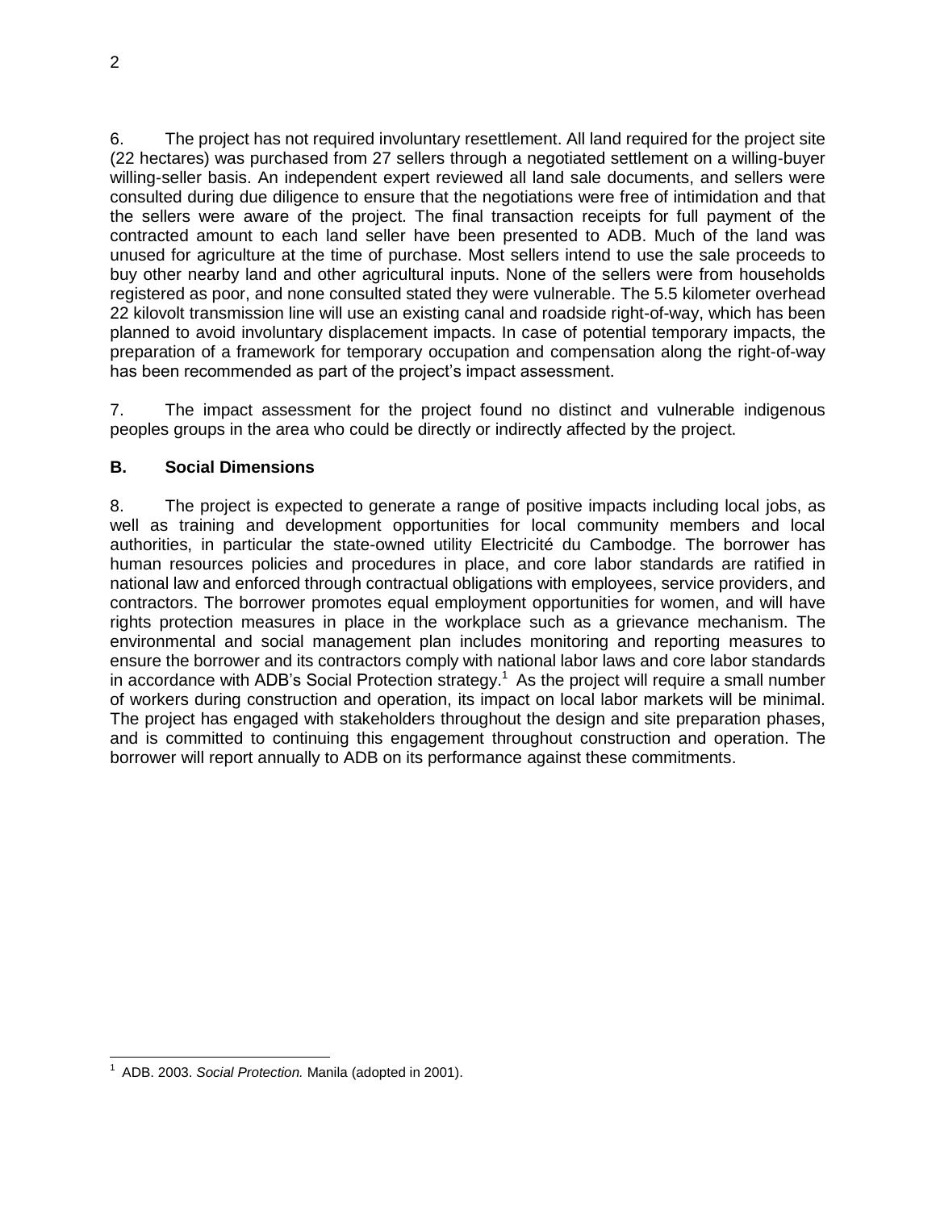6. The project has not required involuntary resettlement. All land required for the project site (22 hectares) was purchased from 27 sellers through a negotiated settlement on a willing-buyer willing-seller basis. An independent expert reviewed all land sale documents, and sellers were consulted during due diligence to ensure that the negotiations were free of intimidation and that the sellers were aware of the project. The final transaction receipts for full payment of the contracted amount to each land seller have been presented to ADB. Much of the land was unused for agriculture at the time of purchase. Most sellers intend to use the sale proceeds to buy other nearby land and other agricultural inputs. None of the sellers were from households registered as poor, and none consulted stated they were vulnerable. The 5.5 kilometer overhead 22 kilovolt transmission line will use an existing canal and roadside right-of-way, which has been planned to avoid involuntary displacement impacts. In case of potential temporary impacts, the preparation of a framework for temporary occupation and compensation along the right-of-way has been recommended as part of the project's impact assessment.

7. The impact assessment for the project found no distinct and vulnerable indigenous peoples groups in the area who could be directly or indirectly affected by the project.

### B. Social Dimensions

8. The project is expected to generate a range of positive impacts including local jobs, as well as training and development opportunities for local community members and local authorities, in particular the state-owned utility Electricité du Cambodge. The borrower has human resources policies and procedures in place, and core labor standards are ratified in national law and enforced through contractual obligations with employees, service providers, and contractors. The borrower promotes equal employment opportunities for women, and will have rights protection measures in place in the workplace such as a grievance mechanism. The environmental and social management plan includes monitoring and reporting measures to ensure the borrower and its contractors comply with national labor laws and core labor standards in accordance with ADB's Social Protection strategy.[1] As the project will require a small number of workers during construction and operation, its impact on local labor markets will be minimal. The project has engaged with stakeholders throughout the design and site preparation phases, and is committed to continuing this engagement throughout construction and operation. The borrower will report annually to ADB on its performance against these commitments.

[1] ADB. 2003. *Social Protection.* Manila (adopted in 2001).